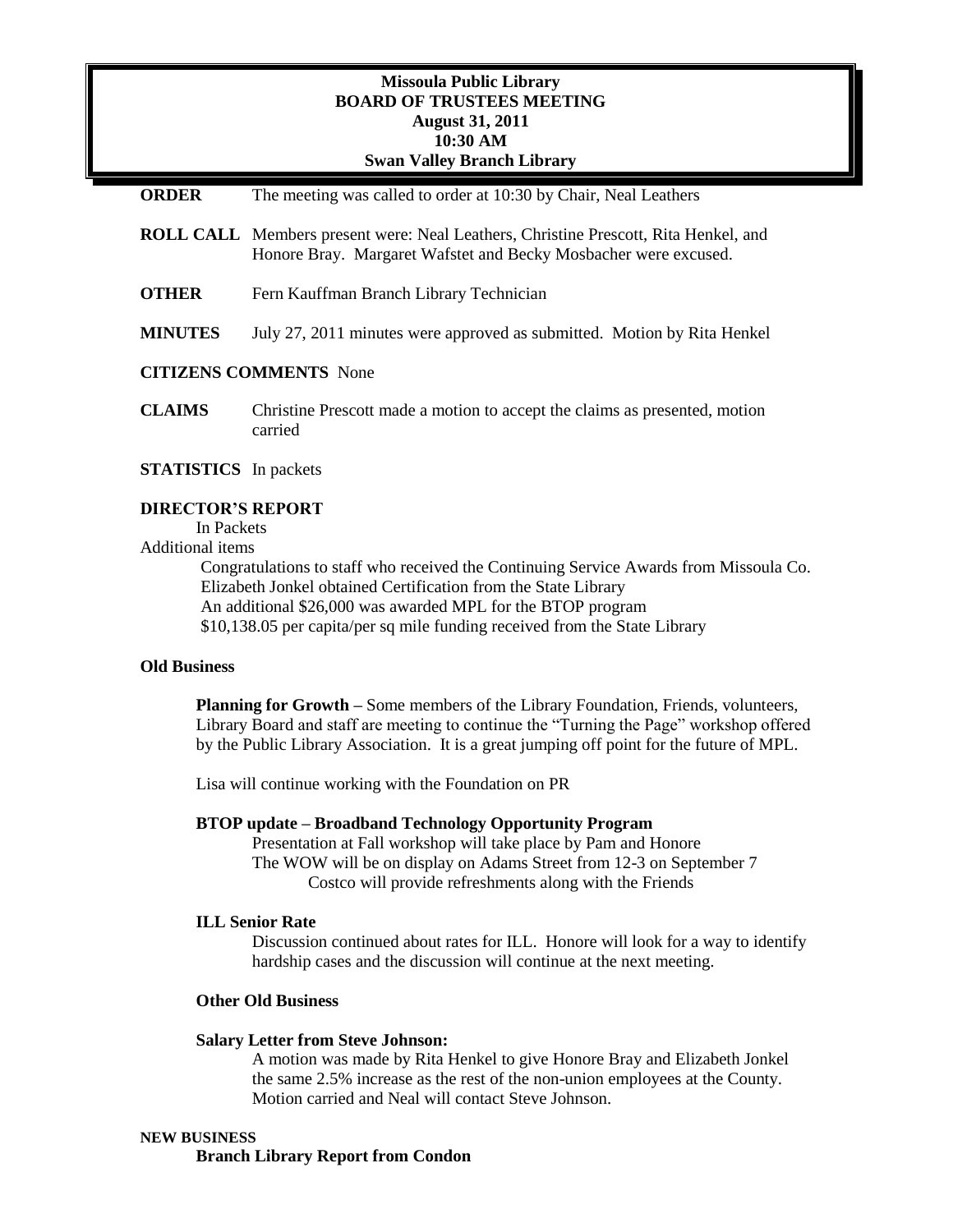**Missoula Public Library**
**BOARD OF TRUSTEES MEETING**
**August 31, 2011**
**10:30 AM**
**Swan Valley Branch Library**

**ORDER** The meeting was called to order at 10:30 by Chair, Neal Leathers

**ROLL CALL** Members present were: Neal Leathers, Christine Prescott, Rita Henkel, and Honore Bray. Margaret Wafstet and Becky Mosbacher were excused.

**OTHER** Fern Kauffman Branch Library Technician

**MINUTES** July 27, 2011 minutes were approved as submitted. Motion by Rita Henkel

**CITIZENS COMMENTS** None

**CLAIMS** Christine Prescott made a motion to accept the claims as presented, motion carried

**STATISTICS** In packets

**DIRECTOR'S REPORT**

In Packets

Additional items

- Congratulations to staff who received the Continuing Service Awards from Missoula Co.
- Elizabeth Jonkel obtained Certification from the State Library
- An additional $26,000 was awarded MPL for the BTOP program
- $10,138.05 per capita/per sq mile funding received from the State Library

**Old Business**

**Planning for Growth** – Some members of the Library Foundation, Friends, volunteers, Library Board and staff are meeting to continue the "Turning the Page" workshop offered by the Public Library Association. It is a great jumping off point for the future of MPL.

Lisa will continue working with the Foundation on PR

**BTOP update – Broadband Technology Opportunity Program**

Presentation at Fall workshop will take place by Pam and Honore
The WOW will be on display on Adams Street from 12-3 on September 7
Costco will provide refreshments along with the Friends

**ILL Senior Rate**

Discussion continued about rates for ILL. Honore will look for a way to identify hardship cases and the discussion will continue at the next meeting.

**Other Old Business**

**Salary Letter from Steve Johnson:**

A motion was made by Rita Henkel to give Honore Bray and Elizabeth Jonkel the same 2.5% increase as the rest of the non-union employees at the County. Motion carried and Neal will contact Steve Johnson.

**NEW BUSINESS**

**Branch Library Report from Condon**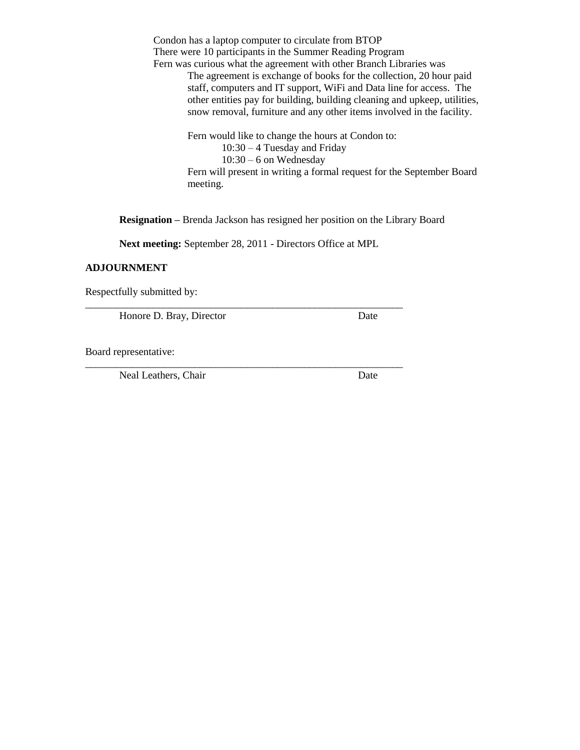Condon has a laptop computer to circulate from BTOP

There were 10 participants in the Summer Reading Program

Fern was curious what the agreement with other Branch Libraries was

The agreement is exchange of books for the collection, 20 hour paid staff, computers and IT support, WiFi and Data line for access. The other entities pay for building, building cleaning and upkeep, utilities, snow removal, furniture and any other items involved in the facility.

Fern would like to change the hours at Condon to:

10:30 – 4 Tuesday and Friday

10:30 – 6 on Wednesday

Fern will present in writing a formal request for the September Board meeting.

**Resignation –** Brenda Jackson has resigned her position on the Library Board

**Next meeting:** September 28, 2011 - Directors Office at MPL

**ADJOURNMENT**

Respectfully submitted by:

\_\_\_\_\_\_\_\_\_\_\_\_\_\_\_\_\_\_\_\_\_\_\_\_\_\_\_\_\_\_\_\_\_\_\_\_\_\_\_\_\_\_\_\_\_\_\_\_\_\_\_\_\_\_\_\_\_\_\_\_

Honore D. Bray, Director Date

Board representative:

\_\_\_\_\_\_\_\_\_\_\_\_\_\_\_\_\_\_\_\_\_\_\_\_\_\_\_\_\_\_\_\_\_\_\_\_\_\_\_\_\_\_\_\_\_\_\_\_\_\_\_\_\_\_\_\_\_\_\_\_

Neal Leathers, Chair Date